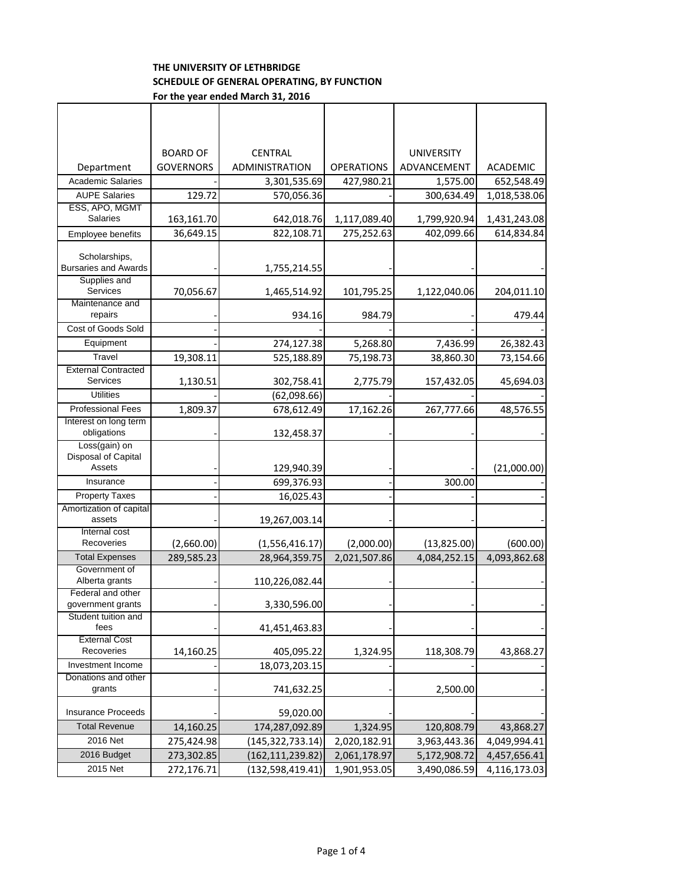**THE UNIVERSITY OF LETHBRIDGE**
**SCHEDULE OF GENERAL OPERATING, BY FUNCTION**
**For the year ended March 31, 2016**

| Department | BOARD OF GOVERNORS | CENTRAL ADMINISTRATION | OPERATIONS | UNIVERSITY ADVANCEMENT | ACADEMIC |
|---|---|---|---|---|---|
| Academic Salaries | - | 3,301,535.69 | 427,980.21 | 1,575.00 | 652,548.49 |
| AUPE Salaries | 129.72 | 570,056.36 | - | 300,634.49 | 1,018,538.06 |
| ESS, APO, MGMT Salaries | 163,161.70 | 642,018.76 | 1,117,089.40 | 1,799,920.94 | 1,431,243.08 |
| Employee benefits | 36,649.15 | 822,108.71 | 275,252.63 | 402,099.66 | 614,834.84 |
| Scholarships, Bursaries and Awards | - | 1,755,214.55 | - | - | - |
| Supplies and Services | 70,056.67 | 1,465,514.92 | 101,795.25 | 1,122,040.06 | 204,011.10 |
| Maintenance and repairs | - | 934.16 | 984.79 | - | 479.44 |
| Cost of Goods Sold | - | - | - | - | - |
| Equipment | - | 274,127.38 | 5,268.80 | 7,436.99 | 26,382.43 |
| Travel | 19,308.11 | 525,188.89 | 75,198.73 | 38,860.30 | 73,154.66 |
| External Contracted Services | 1,130.51 | 302,758.41 | 2,775.79 | 157,432.05 | 45,694.03 |
| Utilities | - | (62,098.66) | - | - | - |
| Professional Fees | 1,809.37 | 678,612.49 | 17,162.26 | 267,777.66 | 48,576.55 |
| Interest on long term obligations | - | 132,458.37 | - | - | - |
| Loss(gain) on Disposal of Capital Assets | - | 129,940.39 | - | - | (21,000.00) |
| Insurance | - | 699,376.93 | - | 300.00 | - |
| Property Taxes | - | 16,025.43 | - | - | - |
| Amortization of capital assets | - | 19,267,003.14 | - | - | - |
| Internal cost Recoveries | (2,660.00) | (1,556,416.17) | (2,000.00) | (13,825.00) | (600.00) |
| Total Expenses | 289,585.23 | 28,964,359.75 | 2,021,507.86 | 4,084,252.15 | 4,093,862.68 |
| Government of Alberta grants | - | 110,226,082.44 | - | - | - |
| Federal and other government grants | - | 3,330,596.00 | - | - | - |
| Student tuition and fees | - | 41,451,463.83 | - | - | - |
| External Cost Recoveries | 14,160.25 | 405,095.22 | 1,324.95 | 118,308.79 | 43,868.27 |
| Investment Income | - | 18,073,203.15 | - | - | - |
| Donations and other grants | - | 741,632.25 | - | 2,500.00 | - |
| Insurance Proceeds | - | 59,020.00 | - | - | - |
| Total Revenue | 14,160.25 | 174,287,092.89 | 1,324.95 | 120,808.79 | 43,868.27 |
| 2016 Net | 275,424.98 | (145,322,733.14) | 2,020,182.91 | 3,963,443.36 | 4,049,994.41 |
| 2016 Budget | 273,302.85 | (162,111,239.82) | 2,061,178.97 | 5,172,908.72 | 4,457,656.41 |
| 2015 Net | 272,176.71 | (132,598,419.41) | 1,901,953.05 | 3,490,086.59 | 4,116,173.03 |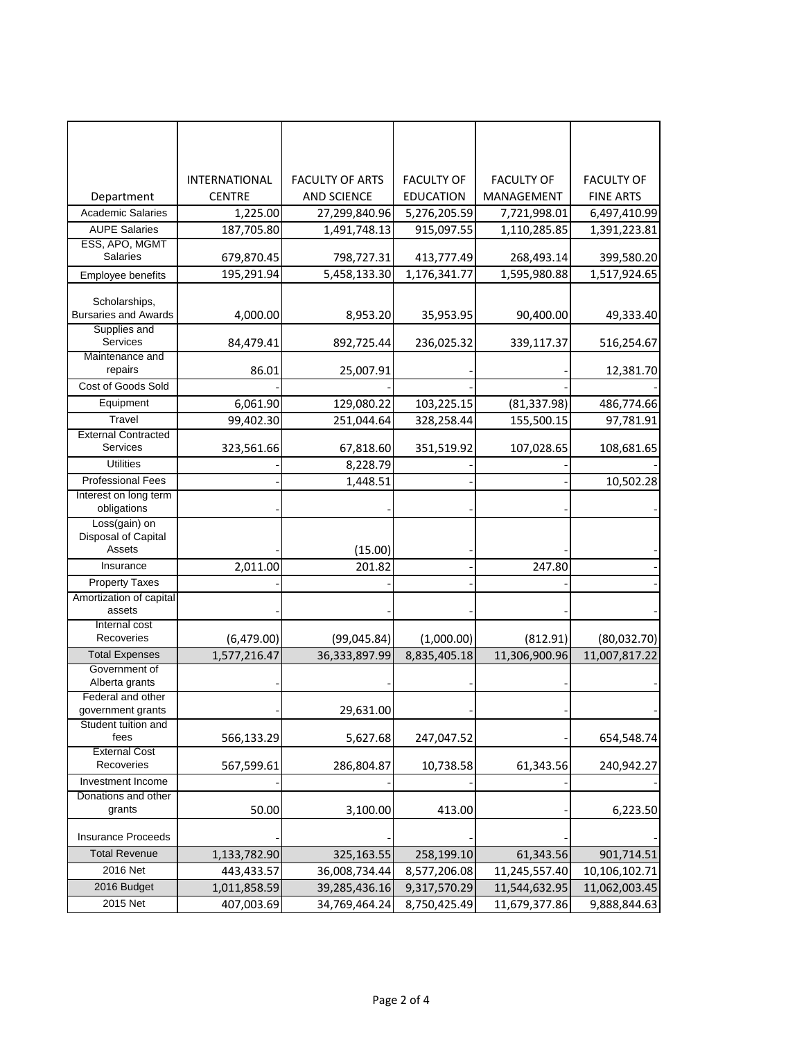| Department | INTERNATIONAL CENTRE | FACULTY OF ARTS AND SCIENCE | FACULTY OF EDUCATION | FACULTY OF MANAGEMENT | FACULTY OF FINE ARTS |
|---|---|---|---|---|---|
| Academic Salaries | 1,225.00 | 27,299,840.96 | 5,276,205.59 | 7,721,998.01 | 6,497,410.99 |
| AUPE Salaries | 187,705.80 | 1,491,748.13 | 915,097.55 | 1,110,285.85 | 1,391,223.81 |
| ESS, APO, MGMT Salaries | 679,870.45 | 798,727.31 | 413,777.49 | 268,493.14 | 399,580.20 |
| Employee benefits | 195,291.94 | 5,458,133.30 | 1,176,341.77 | 1,595,980.88 | 1,517,924.65 |
| Scholarships, Bursaries and Awards | 4,000.00 | 8,953.20 | 35,953.95 | 90,400.00 | 49,333.40 |
| Supplies and Services | 84,479.41 | 892,725.44 | 236,025.32 | 339,117.37 | 516,254.67 |
| Maintenance and repairs | 86.01 | 25,007.91 | - | - | 12,381.70 |
| Cost of Goods Sold | - | - | - | - | - |
| Equipment | 6,061.90 | 129,080.22 | 103,225.15 | (81,337.98) | 486,774.66 |
| Travel | 99,402.30 | 251,044.64 | 328,258.44 | 155,500.15 | 97,781.91 |
| External Contracted Services | 323,561.66 | 67,818.60 | 351,519.92 | 107,028.65 | 108,681.65 |
| Utilities | - | 8,228.79 | - | - | - |
| Professional Fees | - | 1,448.51 | - | - | 10,502.28 |
| Interest on long term obligations | - | - | - | - | - |
| Loss(gain) on Disposal of Capital Assets | - | (15.00) | - | - | - |
| Insurance | 2,011.00 | 201.82 | - | 247.80 | - |
| Property Taxes | - | - | - | - | - |
| Amortization of capital assets | - | - | - | - | - |
| Internal cost Recoveries | (6,479.00) | (99,045.84) | (1,000.00) | (812.91) | (80,032.70) |
| Total Expenses | 1,577,216.47 | 36,333,897.99 | 8,835,405.18 | 11,306,900.96 | 11,007,817.22 |
| Government of Alberta grants | - | - | - | - | - |
| Federal and other government grants | - | 29,631.00 | - | - | - |
| Student tuition and fees | 566,133.29 | 5,627.68 | 247,047.52 | - | 654,548.74 |
| External Cost Recoveries | 567,599.61 | 286,804.87 | 10,738.58 | 61,343.56 | 240,942.27 |
| Investment Income | - | - | - | - | - |
| Donations and other grants | 50.00 | 3,100.00 | 413.00 | - | 6,223.50 |
| Insurance Proceeds | - | - | - | - | - |
| Total Revenue | 1,133,782.90 | 325,163.55 | 258,199.10 | 61,343.56 | 901,714.51 |
| 2016 Net | 443,433.57 | 36,008,734.44 | 8,577,206.08 | 11,245,557.40 | 10,106,102.71 |
| 2016 Budget | 1,011,858.59 | 39,285,436.16 | 9,317,570.29 | 11,544,632.95 | 11,062,003.45 |
| 2015 Net | 407,003.69 | 34,769,464.24 | 8,750,425.49 | 11,679,377.86 | 9,888,844.63 |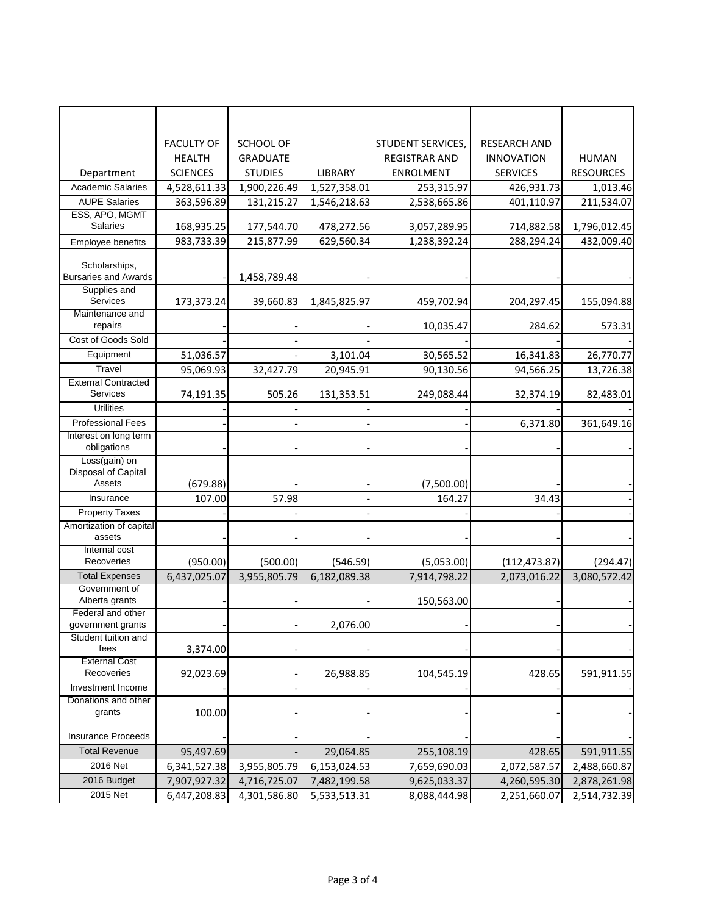| Department | FACULTY OF HEALTH SCIENCES | SCHOOL OF GRADUATE STUDIES | LIBRARY | STUDENT SERVICES, REGISTRAR AND ENROLMENT | RESEARCH AND INNOVATION SERVICES | HUMAN RESOURCES |
|---|---|---|---|---|---|---|
| Academic Salaries | 4,528,611.33 | 1,900,226.49 | 1,527,358.01 | 253,315.97 | 426,931.73 | 1,013.46 |
| AUPE Salaries | 363,596.89 | 131,215.27 | 1,546,218.63 | 2,538,665.86 | 401,110.97 | 211,534.07 |
| ESS, APO, MGMT Salaries | 168,935.25 | 177,544.70 | 478,272.56 | 3,057,289.95 | 714,882.58 | 1,796,012.45 |
| Employee benefits | 983,733.39 | 215,877.99 | 629,560.34 | 1,238,392.24 | 288,294.24 | 432,009.40 |
| Scholarships, Bursaries and Awards | - | 1,458,789.48 | - | - | - | - |
| Supplies and Services | 173,373.24 | 39,660.83 | 1,845,825.97 | 459,702.94 | 204,297.45 | 155,094.88 |
| Maintenance and repairs | - | - | - | 10,035.47 | 284.62 | 573.31 |
| Cost of Goods Sold | - | - | - | - | - | - |
| Equipment | 51,036.57 | - | 3,101.04 | 30,565.52 | 16,341.83 | 26,770.77 |
| Travel | 95,069.93 | 32,427.79 | 20,945.91 | 90,130.56 | 94,566.25 | 13,726.38 |
| External Contracted Services | 74,191.35 | 505.26 | 131,353.51 | 249,088.44 | 32,374.19 | 82,483.01 |
| Utilities | - | - | - | - | - | - |
| Professional Fees | - | - | - | - | 6,371.80 | 361,649.16 |
| Interest on long term obligations | - | - | - | - | - | - |
| Loss(gain) on Disposal of Capital Assets | (679.88) | - | - | (7,500.00) | - | - |
| Insurance | 107.00 | 57.98 | - | 164.27 | 34.43 | - |
| Property Taxes | - | - | - | - | - | - |
| Amortization of capital assets | - | - | - | - | - | - |
| Internal cost Recoveries | (950.00) | (500.00) | (546.59) | (5,053.00) | (112,473.87) | (294.47) |
| Total Expenses | 6,437,025.07 | 3,955,805.79 | 6,182,089.38 | 7,914,798.22 | 2,073,016.22 | 3,080,572.42 |
| Government of Alberta grants | - | - | - | 150,563.00 | - | - |
| Federal and other government grants | - | - | 2,076.00 | - | - | - |
| Student tuition and fees | 3,374.00 | - | - | - | - | - |
| External Cost Recoveries | 92,023.69 | - | 26,988.85 | 104,545.19 | 428.65 | 591,911.55 |
| Investment Income | - | - | - | - | - | - |
| Donations and other grants | 100.00 | - | - | - | - | - |
| Insurance Proceeds | - | - | - | - | - | - |
| Total Revenue | 95,497.69 | - | 29,064.85 | 255,108.19 | 428.65 | 591,911.55 |
| 2016 Net | 6,341,527.38 | 3,955,805.79 | 6,153,024.53 | 7,659,690.03 | 2,072,587.57 | 2,488,660.87 |
| 2016 Budget | 7,907,927.32 | 4,716,725.07 | 7,482,199.58 | 9,625,033.37 | 4,260,595.30 | 2,878,261.98 |
| 2015 Net | 6,447,208.83 | 4,301,586.80 | 5,533,513.31 | 8,088,444.98 | 2,251,660.07 | 2,514,732.39 |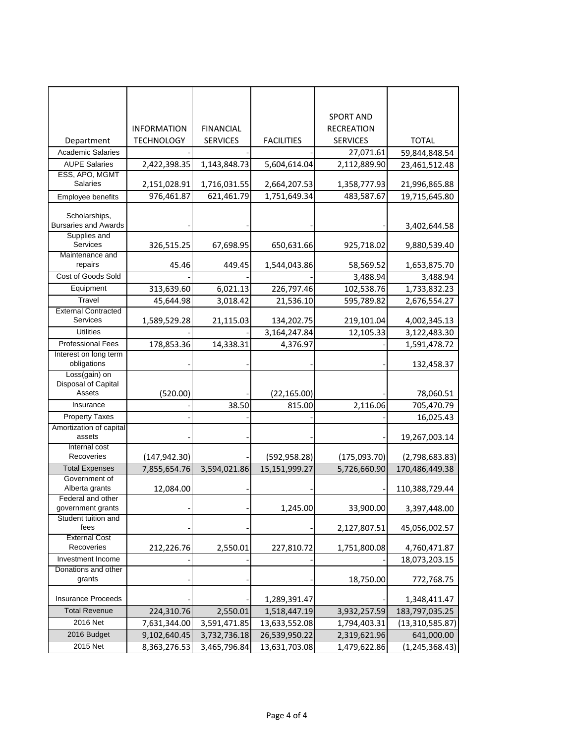| Department | INFORMATION TECHNOLOGY | FINANCIAL SERVICES | FACILITIES | SPORT AND RECREATION SERVICES | TOTAL |
|---|---|---|---|---|---|
| Academic Salaries | - | - | - | 27,071.61 | 59,844,848.54 |
| AUPE Salaries | 2,422,398.35 | 1,143,848.73 | 5,604,614.04 | 2,112,889.90 | 23,461,512.48 |
| ESS, APO, MGMT Salaries | 2,151,028.91 | 1,716,031.55 | 2,664,207.53 | 1,358,777.93 | 21,996,865.88 |
| Employee benefits | 976,461.87 | 621,461.79 | 1,751,649.34 | 483,587.67 | 19,715,645.80 |
| Scholarships, Bursaries and Awards | - | - | - | - | 3,402,644.58 |
| Supplies and Services | 326,515.25 | 67,698.95 | 650,631.66 | 925,718.02 | 9,880,539.40 |
| Maintenance and repairs | 45.46 | 449.45 | 1,544,043.86 | 58,569.52 | 1,653,875.70 |
| Cost of Goods Sold | - | - | - | 3,488.94 | 3,488.94 |
| Equipment | 313,639.60 | 6,021.13 | 226,797.46 | 102,538.76 | 1,733,832.23 |
| Travel | 45,644.98 | 3,018.42 | 21,536.10 | 595,789.82 | 2,676,554.27 |
| External Contracted Services | 1,589,529.28 | 21,115.03 | 134,202.75 | 219,101.04 | 4,002,345.13 |
| Utilities | - | - | 3,164,247.84 | 12,105.33 | 3,122,483.30 |
| Professional Fees | 178,853.36 | 14,338.31 | 4,376.97 | - | 1,591,478.72 |
| Interest on long term obligations | - | - | - | - | 132,458.37 |
| Loss(gain) on Disposal of Capital Assets | (520.00) | - | (22,165.00) | - | 78,060.51 |
| Insurance | - | 38.50 | 815.00 | 2,116.06 | 705,470.79 |
| Property Taxes | - | - | - | - | 16,025.43 |
| Amortization of capital assets | - | - | - | - | 19,267,003.14 |
| Internal cost Recoveries | (147,942.30) | - | (592,958.28) | (175,093.70) | (2,798,683.83) |
| Total Expenses | 7,855,654.76 | 3,594,021.86 | 15,151,999.27 | 5,726,660.90 | 170,486,449.38 |
| Government of Alberta grants | 12,084.00 | - | - | - | 110,388,729.44 |
| Federal and other government grants | - | - | 1,245.00 | 33,900.00 | 3,397,448.00 |
| Student tuition and fees | - | - | - | 2,127,807.51 | 45,056,002.57 |
| External Cost Recoveries | 212,226.76 | 2,550.01 | 227,810.72 | 1,751,800.08 | 4,760,471.87 |
| Investment Income | - | - | - | - | 18,073,203.15 |
| Donations and other grants | - | - | - | 18,750.00 | 772,768.75 |
| Insurance Proceeds | - | - | 1,289,391.47 | - | 1,348,411.47 |
| Total Revenue | 224,310.76 | 2,550.01 | 1,518,447.19 | 3,932,257.59 | 183,797,035.25 |
| 2016 Net | 7,631,344.00 | 3,591,471.85 | 13,633,552.08 | 1,794,403.31 | (13,310,585.87) |
| 2016 Budget | 9,102,640.45 | 3,732,736.18 | 26,539,950.22 | 2,319,621.96 | 641,000.00 |
| 2015 Net | 8,363,276.53 | 3,465,796.84 | 13,631,703.08 | 1,479,622.86 | (1,245,368.43) |